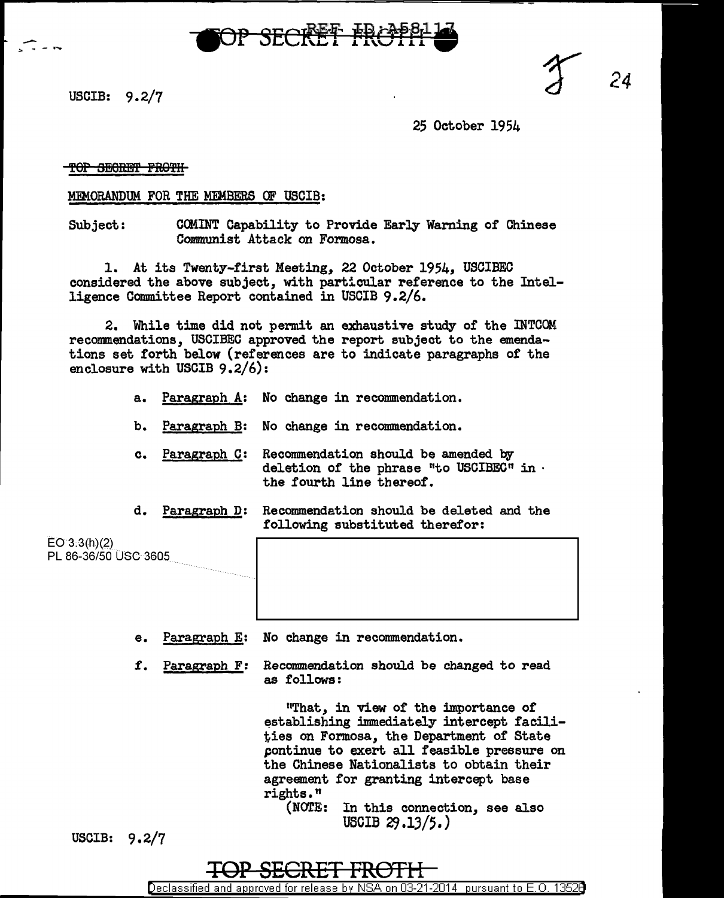USCIB: 9.2/7

25 October 1954

~~TOP SECRET FROTH~~

MEMORANDUM FOR THE MEMBERS OF USCIB:

Subject: COMINT Capability to Provide Early Warning of Chinese Communist Attack on Formosa.

1. At its Twenty-first Meeting, 22 October 1954, USCIBEC considered the above subject, with particular reference to the Intelligence Committee Report contained in USCIB 9.2/6.

2. While time did not permit an exhaustive study of the INTCOM recommendations, USCIBEC approved the report subject to the emendations set forth below (references are to indicate paragraphs of the enclosure with USCIB 9.2/6):

a. Paragraph A: No change in recommendation.

b. Paragraph B: No change in recommendation.

c. Paragraph C: Recommendation should be amended by deletion of the phrase "to USCIBEC" in the fourth line thereof.

d. Paragraph D: Recommendation should be deleted and the following substituted therefor:

EO 3.3(h)(2)
PL 86-36/50 USC 3605

[redacted]

e. Paragraph E: No change in recommendation.

f. Paragraph F: Recommendation should be changed to read as follows:

"That, in view of the importance of establishing immediately intercept facilities on Formosa, the Department of State continue to exert all feasible pressure on the Chinese Nationalists to obtain their agreement for granting intercept base rights."
(NOTE: In this connection, see also USCIB 29.13/5.)

USCIB: 9.2/7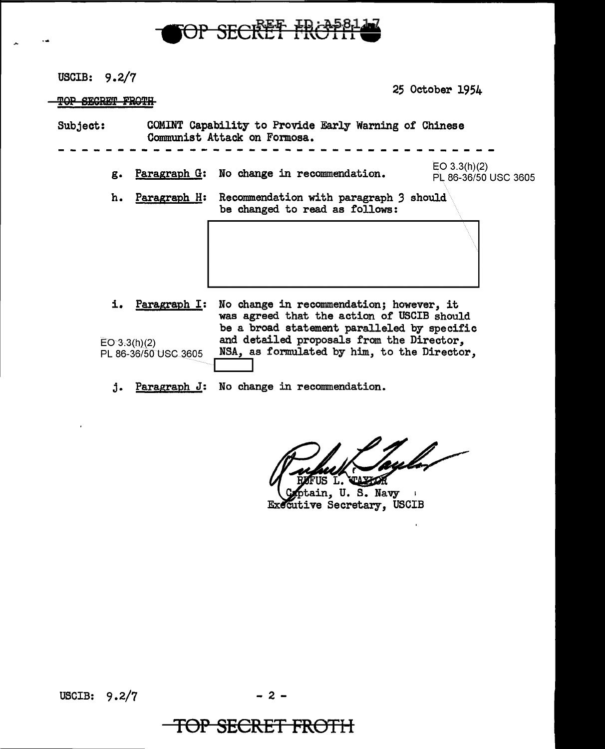USCIB: 9.2/7

~~TOP SECRET FROTH~~

25 October 1954

Subject: COMINT Capability to Provide Early Warning of Chinese Communist Attack on Formosa.

- - - - - - - - - - - - - - - - - - - - - - - - - - - - - - - - -

EO 3.3(h)(2)
PL 86-36/50 USC 3605

g. Paragraph G: No change in recommendation.

h. Paragraph H: Recommendation with paragraph 3 should be changed to read as follows:

[redacted]

i. Paragraph I: No change in recommendation; however, it was agreed that the action of USCIB should be a broad statement paralleled by specific and detailed proposals from the Director, NSA, as formulated by him, to the Director, [redacted]

EO 3.3(h)(2)
PL 86-36/50 USC 3605

j. Paragraph J: No change in recommendation.

RUFUS L. TAYLOR
Captain, U. S. Navy
Executive Secretary, USCIB

USCIB: 9.2/7

TOP SECRET FROTH